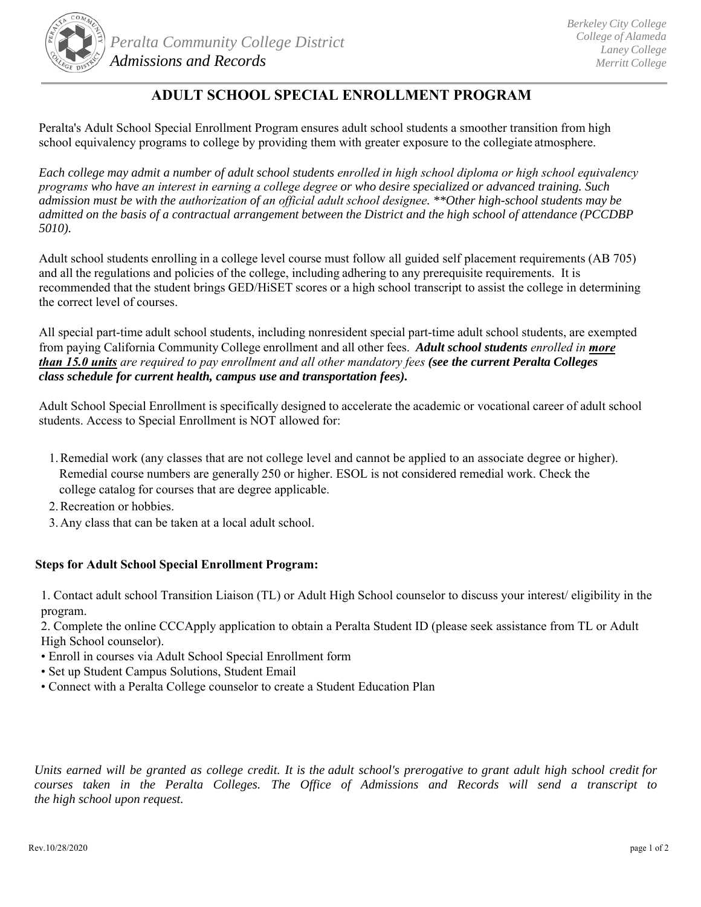Peralta Community College District
Admissions and Records

Berkeley City College
College of Alameda
Laney College
Merritt College

# ADULT SCHOOL SPECIAL ENROLLMENT PROGRAM

Peralta's Adult School Special Enrollment Program ensures adult school students a smoother transition from high school equivalency programs to college by providing them with greater exposure to the collegiate atmosphere.

*Each college may admit a number of adult school students enrolled in high school diploma or high school equivalency programs who have an interest in earning a college degree or who desire specialized or advanced training. Such admission must be with the authorization of an official adult school designee. **Other high-school students may be admitted on the basis of a contractual arrangement between the District and the high school of attendance (PCCDBP 5010).*

Adult school students enrolling in a college level course must follow all guided self placement requirements (AB 705) and all the regulations and policies of the college, including adhering to any prerequisite requirements. It is recommended that the student brings GED/HiSET scores or a high school transcript to assist the college in determining the correct level of courses.

All special part-time adult school students, including nonresident special part-time adult school students, are exempted from paying California Community College enrollment and all other fees. ***Adult school students*** *enrolled in* ***more than 15.0 units*** *are required to pay enrollment and all other mandatory fees* ***(see the current Peralta Colleges class schedule for current health, campus use and transportation fees).***

Adult School Special Enrollment is specifically designed to accelerate the academic or vocational career of adult school students. Access to Special Enrollment is NOT allowed for:

1. Remedial work (any classes that are not college level and cannot be applied to an associate degree or higher). Remedial course numbers are generally 250 or higher. ESOL is not considered remedial work. Check the college catalog for courses that are degree applicable.
2. Recreation or hobbies.
3. Any class that can be taken at a local adult school.

**Steps for Adult School Special Enrollment Program:**

1. Contact adult school Transition Liaison (TL) or Adult High School counselor to discuss your interest/ eligibility in the program.
2. Complete the online CCCApply application to obtain a Peralta Student ID (please seek assistance from TL or Adult High School counselor).

- Enroll in courses via Adult School Special Enrollment form
- Set up Student Campus Solutions, Student Email
- Connect with a Peralta College counselor to create a Student Education Plan

*Units earned will be granted as college credit. It is the adult school's prerogative to grant adult high school credit for courses taken in the Peralta Colleges. The Office of Admissions and Records will send a transcript to the high school upon request.*

Rev.10/28/2020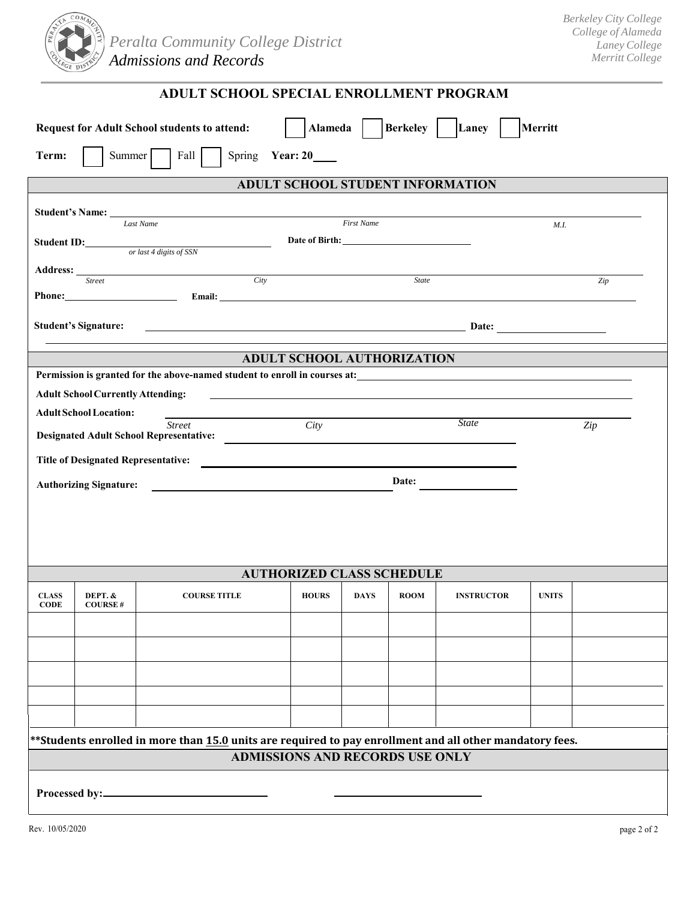Peralta Community College District
Admissions and Records

Berkeley City College
College of Alameda
Laney College
Merritt College

# ADULT SCHOOL SPECIAL ENROLLMENT PROGRAM

**Request for Adult School students to attend:** ☐ **Alameda** ☐ **Berkeley** ☐ **Laney** ☐ **Merritt**

**Term:** ☐ Summer ☐ Fall ☐ Spring **Year: 20____**

## ADULT SCHOOL STUDENT INFORMATION

**Student's Name:** ______________________________________________
*Last Name* *First Name* *M.I.*

**Student ID:** ______________________ **Date of Birth:** ______________________
*or last 4 digits of SSN*

**Address:** ______________________________________________
*Street* *City* *State* *Zip*

**Phone:** ______________________ **Email:** ______________________

**Student's Signature:** ______________________________________________ **Date:** ______________________

## ADULT SCHOOL AUTHORIZATION

**Permission is granted for the above-named student to enroll in courses at:** ______________________

**Adult School Currently Attending:** ______________________

**Adult School Location:** ______________________________________________
*Street* *City* *State* *Zip*

**Designated Adult School Representative:** ______________________

**Title of Designated Representative:** ______________________

**Authorizing Signature:** ______________________ **Date:** ______________________

## AUTHORIZED CLASS SCHEDULE

| CLASS CODE | DEPT. & COURSE # | COURSE TITLE | HOURS | DAYS | ROOM | INSTRUCTOR | UNITS | |
|---|---|---|---|---|---|---|---|---|
| | | | | | | | | |
| | | | | | | | | |
| | | | | | | | | |
| | | | | | | | | |
| | | | | | | | | |

**Students enrolled in more than 15.0 units are required to pay enrollment and all other mandatory fees.**

## ADMISSIONS AND RECORDS USE ONLY

**Processed by:** ______________________ ______________________

Rev. 10/05/2020